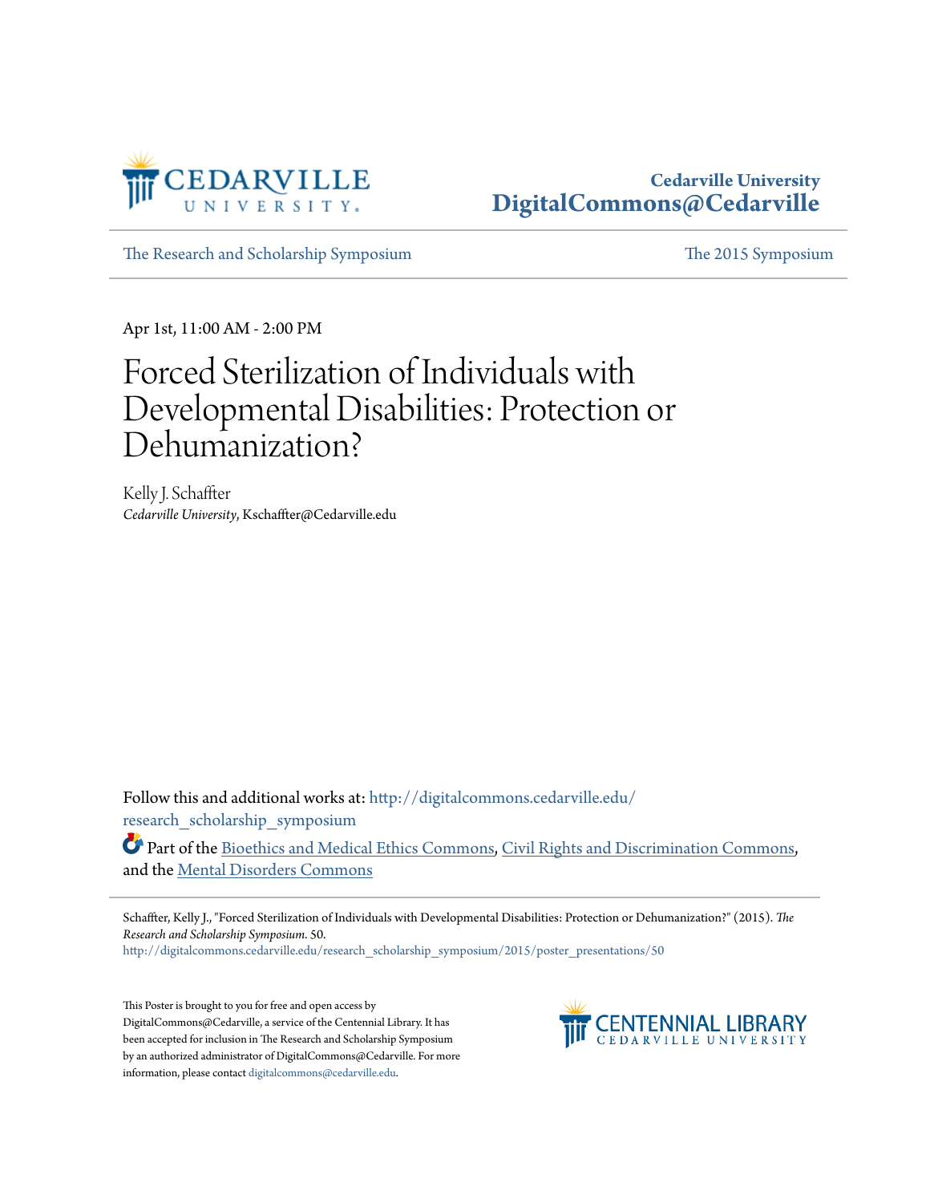Cedarville University
DigitalCommons@Cedarville

The Research and Scholarship Symposium | The 2015 Symposium

Apr 1st, 11:00 AM - 2:00 PM

# Forced Sterilization of Individuals with Developmental Disabilities: Protection or Dehumanization?

Kelly J. Schaffter
*Cedarville University*, Kschaffter@Cedarville.edu

Follow this and additional works at: http://digitalcommons.cedarville.edu/research_scholarship_symposium

Part of the Bioethics and Medical Ethics Commons, Civil Rights and Discrimination Commons, and the Mental Disorders Commons

Schaffter, Kelly J., "Forced Sterilization of Individuals with Developmental Disabilities: Protection or Dehumanization?" (2015). *The Research and Scholarship Symposium*. 50.
http://digitalcommons.cedarville.edu/research_scholarship_symposium/2015/poster_presentations/50

This Poster is brought to you for free and open access by DigitalCommons@Cedarville, a service of the Centennial Library. It has been accepted for inclusion in The Research and Scholarship Symposium by an authorized administrator of DigitalCommons@Cedarville. For more information, please contact digitalcommons@cedarville.edu.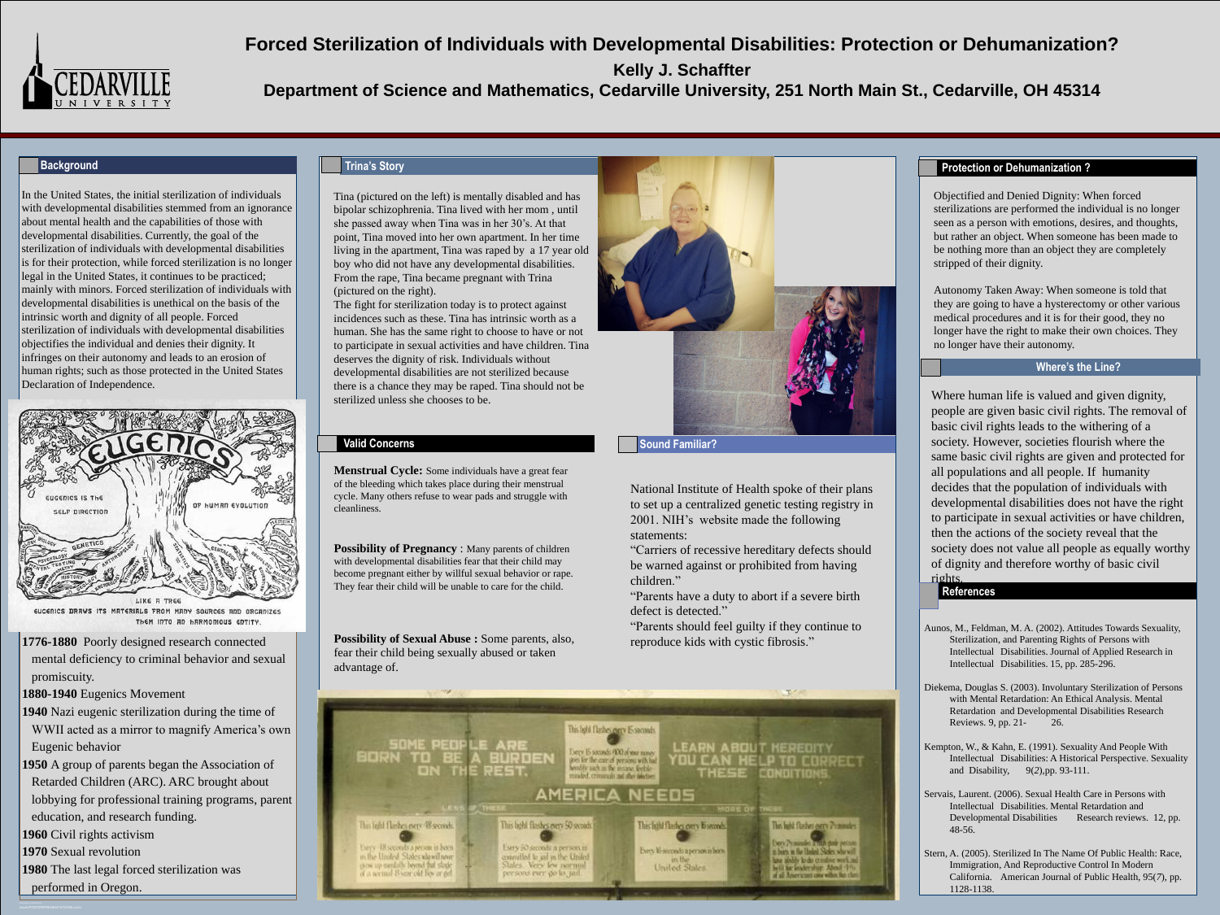# Forced Sterilization of Individuals with Developmental Disabilities: Protection or Dehumanization?

**Kelly J. Schaffter**

**Department of Science and Mathematics, Cedarville University, 251 North Main St., Cedarville, OH 45314**

## Background

In the United States, the initial sterilization of individuals with developmental disabilities stemmed from an ignorance about mental health and the capabilities of those with developmental disabilities. Currently, the goal of the sterilization of individuals with developmental disabilities is for their protection, while forced sterilization is no longer legal in the United States, it continues to be practiced; mainly with minors. Forced sterilization of individuals with developmental disabilities is unethical on the basis of the intrinsic worth and dignity of all people. Forced sterilization of individuals with developmental disabilities objectifies the individual and denies their dignity. It infringes on their autonomy and leads to an erosion of human rights; such as those protected in the United States Declaration of Independence.

- **1776-1880** Poorly designed research connected mental deficiency to criminal behavior and sexual promiscuity.
- **1880-1940** Eugenics Movement
- **1940** Nazi eugenic sterilization during the time of WWII acted as a mirror to magnify America's own Eugenic behavior
- **1950** A group of parents began the Association of Retarded Children (ARC). ARC brought about lobbying for professional training programs, parent education, and research funding.
- **1960** Civil rights activism
- **1970** Sexual revolution
- **1980** The last legal forced sterilization was performed in Oregon.

## Trina's Story

Tina (pictured on the left) is mentally disabled and has bipolar schizophrenia. Tina lived with her mom , until she passed away when Tina was in her 30's. At that point, Tina moved into her own apartment. In her time living in the apartment, Tina was raped by a 17 year old boy who did not have any developmental disabilities. From the rape, Tina became pregnant with Trina (pictured on the right).

The fight for sterilization today is to protect against incidences such as these. Tina has intrinsic worth as a human. She has the same right to choose to have or not to participate in sexual activities and have children. Tina deserves the dignity of risk. Individuals without developmental disabilities are not sterilized because there is a chance they may be raped. Tina should not be sterilized unless she chooses to be.

## Valid Concerns

**Menstrual Cycle:** Some individuals have a great fear of the bleeding which takes place during their menstrual cycle. Many others refuse to wear pads and struggle with cleanliness.

**Possibility of Pregnancy** : Many parents of children with developmental disabilities fear that their child may become pregnant either by willful sexual behavior or rape. They fear their child will be unable to care for the child.

**Possibility of Sexual Abuse :** Some parents, also, fear their child being sexually abused or taken advantage of.

## Sound Familiar?

National Institute of Health spoke of their plans to set up a centralized genetic testing registry in 2001. NIH's website made the following statements:

"Carriers of recessive hereditary defects should be warned against or prohibited from having children."

"Parents have a duty to abort if a severe birth defect is detected."

"Parents should feel guilty if they continue to reproduce kids with cystic fibrosis."

## Protection or Dehumanization ?

Objectified and Denied Dignity: When forced sterilizations are performed the individual is no longer seen as a person with emotions, desires, and thoughts, but rather an object. When someone has been made to be nothing more than an object they are completely stripped of their dignity.

Autonomy Taken Away: When someone is told that they are going to have a hysterectomy or other various medical procedures and it is for their good, they no longer have the right to make their own choices. They no longer have their autonomy.

## Where's the Line?

Where human life is valued and given dignity, people are given basic civil rights. The removal of basic civil rights leads to the withering of a society. However, societies flourish where the same basic civil rights are given and protected for all populations and all people. If humanity decides that the population of individuals with developmental disabilities does not have the right to participate in sexual activities or have children, then the actions of the society reveal that the society does not value all people as equally worthy of dignity and therefore worthy of basic civil rights.

## References

Aunos, M., Feldman, M. A. (2002). Attitudes Towards Sexuality, Sterilization, and Parenting Rights of Persons with Intellectual Disabilities. Journal of Applied Research in Intellectual Disabilities. 15, pp. 285-296.

Diekema, Douglas S. (2003). Involuntary Sterilization of Persons with Mental Retardation: An Ethical Analysis. Mental Retardation and Developmental Disabilities Research Reviews. 9, pp. 21- 26.

Kempton, W., & Kahn, E. (1991). Sexuality And People With Intellectual Disabilities: A Historical Perspective. Sexuality and Disability, 9(2),pp. 93-111.

Servais, Laurent. (2006). Sexual Health Care in Persons with Intellectual Disabilities. Mental Retardation and Developmental Disabilities Research reviews. 12, pp. 48-56.

Stern, A. (2005). Sterilized In The Name Of Public Health: Race, Immigration, And Reproductive Control In Modern California. American Journal of Public Health, 95(7), pp. 1128-1138.